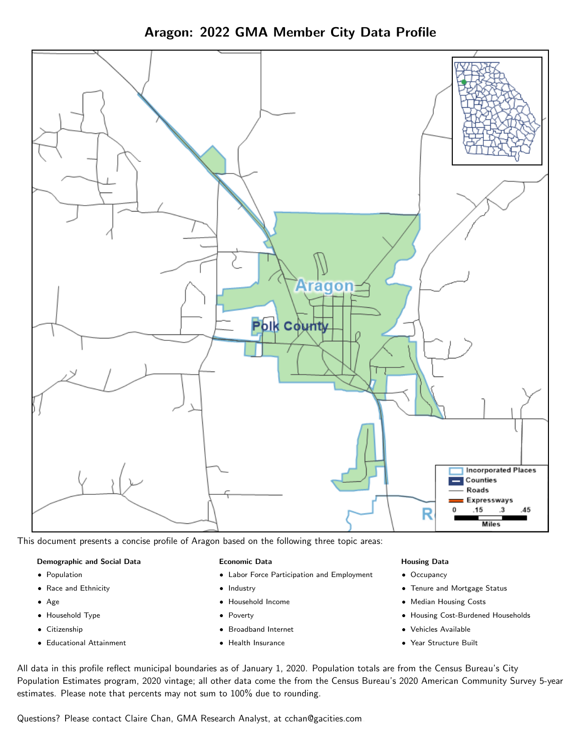# Aragon: 2022 GMA Member City Data Profile

This document presents a concise profile of Aragon based on the following three topic areas:

**Demographic and Social Data**

- Population
- Race and Ethnicity
- Age
- Household Type
- Citizenship
- Educational Attainment

**Economic Data**

- Labor Force Participation and Employment
- Industry
- Household Income
- Poverty
- Broadband Internet
- Health Insurance

**Housing Data**

- Occupancy
- Tenure and Mortgage Status
- Median Housing Costs
- Housing Cost-Burdened Households
- Vehicles Available
- Year Structure Built

All data in this profile reflect municipal boundaries as of January 1, 2020. Population totals are from the Census Bureau's City Population Estimates program, 2020 vintage; all other data come the from the Census Bureau's 2020 American Community Survey 5-year estimates. Please note that percents may not sum to 100% due to rounding.

Questions? Please contact Claire Chan, GMA Research Analyst, at cchan@gacities.com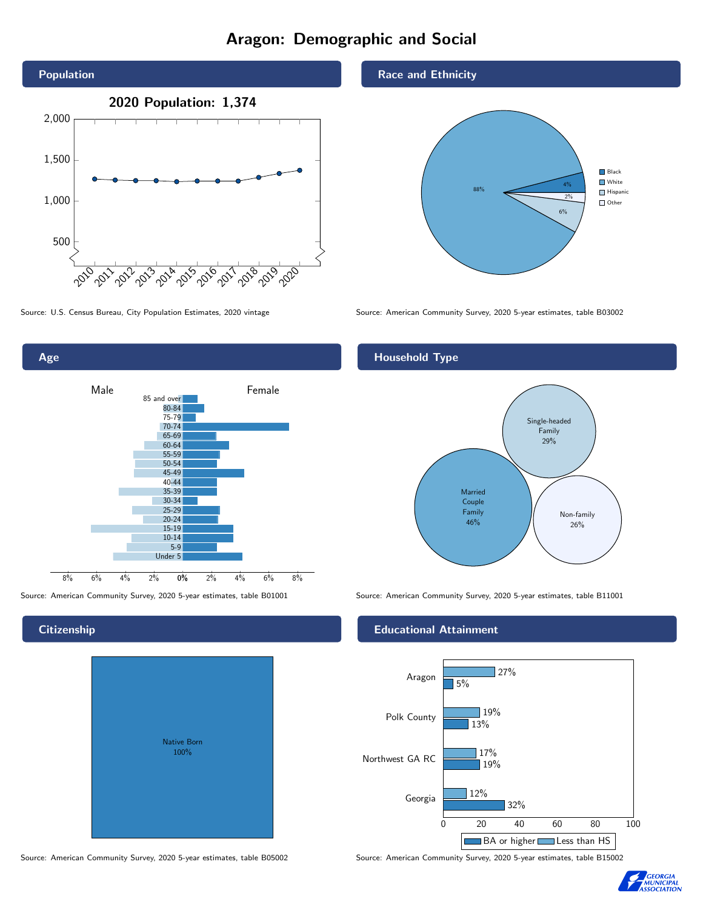# Aragon: Demographic and Social

## Population

**2020 Population: 1,374**

Source: U.S. Census Bureau, City Population Estimates, 2020 vintage

## Race and Ethnicity

| Race/Ethnicity | Percent |
|---|---|
| Black | 4% |
| White | 88% |
| Hispanic | 6% |
| Other | 2% |

Source: American Community Survey, 2020 5-year estimates, table B03002

## Age

Male / Female

Age groups: 85 and over, 80-84, 75-79, 70-74, 65-69, 60-64, 55-59, 50-54, 45-49, 40-44, 35-39, 30-34, 25-29, 20-24, 15-19, 10-14, 5-9, Under 5

Source: American Community Survey, 2020 5-year estimates, table B01001

## Household Type

| Household Type | Percent |
|---|---|
| Married Couple Family | 46% |
| Single-headed Family | 29% |
| Non-family | 26% |

Source: American Community Survey, 2020 5-year estimates, table B11001

## Citizenship

| Citizenship | Percent |
|---|---|
| Native Born | 100% |

Source: American Community Survey, 2020 5-year estimates, table B05002

## Educational Attainment

| Area | Less than HS | BA or higher |
|---|---|---|
| Aragon | 27% | 5% |
| Polk County | 19% | 13% |
| Northwest GA RC | 17% | 19% |
| Georgia | 12% | 32% |

Source: American Community Survey, 2020 5-year estimates, table B15002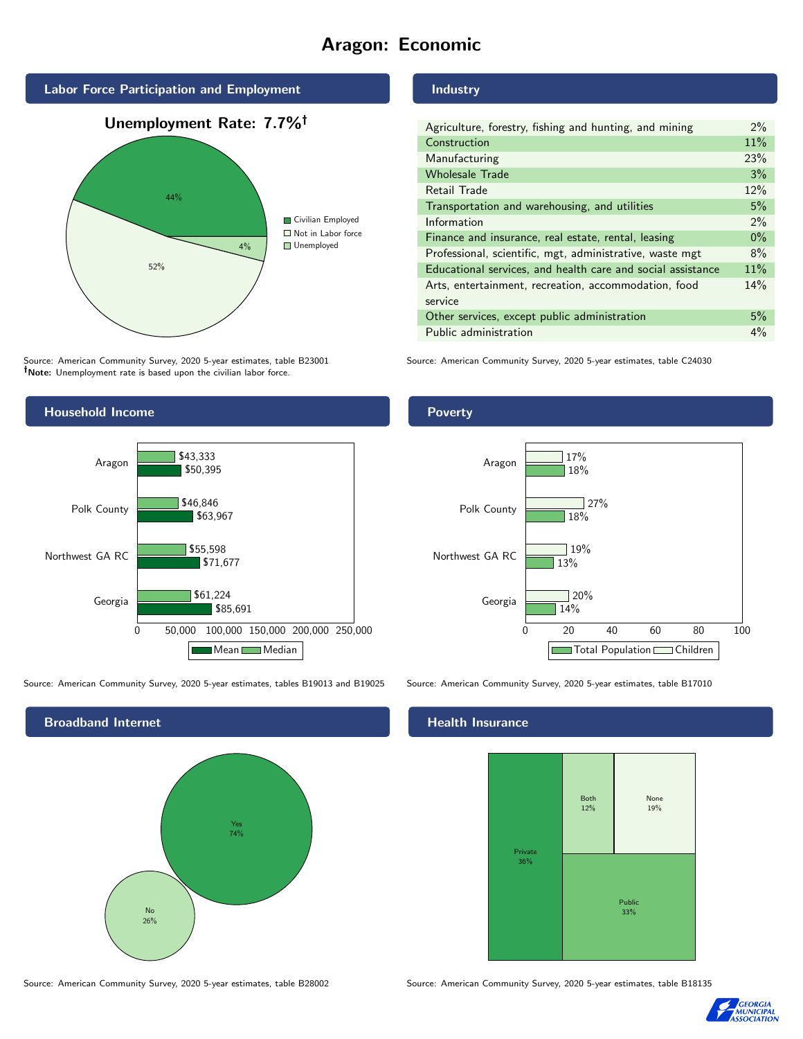# Aragon: Economic

## Labor Force Participation and Employment

**Unemployment Rate: 7.7%†**

| Category | Percent |
|---|---|
| Civilian Employed | 44% |
| Not in Labor force | 52% |
| Unemployed | 4% |

Source: American Community Survey, 2020 5-year estimates, table B23001
**†Note:** Unemployment rate is based upon the civilian labor force.

## Industry

| Industry | Percent |
|---|---|
| Agriculture, forestry, fishing and hunting, and mining | 2% |
| Construction | 11% |
| Manufacturing | 23% |
| Wholesale Trade | 3% |
| Retail Trade | 12% |
| Transportation and warehousing, and utilities | 5% |
| Information | 2% |
| Finance and insurance, real estate, rental, leasing | 0% |
| Professional, scientific, mgt, administrative, waste mgt | 8% |
| Educational services, and health care and social assistance | 11% |
| Arts, entertainment, recreation, accommodation, food service | 14% |
| Other services, except public administration | 5% |
| Public administration | 4% |

Source: American Community Survey, 2020 5-year estimates, table C24030

## Household Income

| | Median | Mean |
|---|---|---|
| Aragon | $43,333 | $50,395 |
| Polk County | $46,846 | $63,967 |
| Northwest GA RC | $55,598 | $71,677 |
| Georgia | $61,224 | $85,691 |

Source: American Community Survey, 2020 5-year estimates, tables B19013 and B19025

## Poverty

| | Children | Total Population |
|---|---|---|
| Aragon | 17% | 18% |
| Polk County | 27% | 18% |
| Northwest GA RC | 19% | 13% |
| Georgia | 20% | 14% |

Source: American Community Survey, 2020 5-year estimates, table B17010

## Broadband Internet

| Response | Percent |
|---|---|
| Yes | 74% |
| No | 26% |

Source: American Community Survey, 2020 5-year estimates, table B28002

## Health Insurance

| Type | Percent |
|---|---|
| Private | 36% |
| Both | 12% |
| None | 19% |
| Public | 33% |

Source: American Community Survey, 2020 5-year estimates, table B18135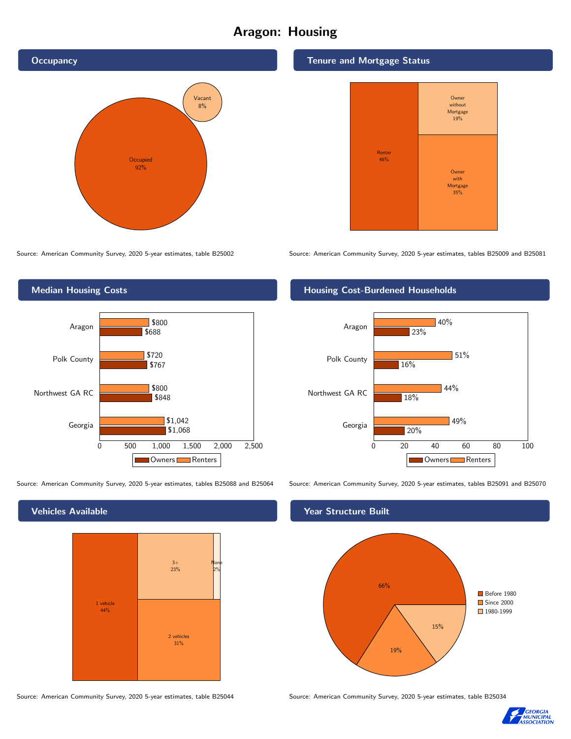# Aragon: Housing

## Occupancy

Vacant
8%

Occupied
92%

Source: American Community Survey, 2020 5-year estimates, table B25002

## Tenure and Mortgage Status

Renter
46%

Owner without Mortgage
19%

Owner with Mortgage
35%

Source: American Community Survey, 2020 5-year estimates, tables B25009 and B25081

## Median Housing Costs

Aragon
$800
$688

Polk County
$720
$767

Northwest GA RC
$800
$848

Georgia
$1,042
$1,068

0 500 1,000 1,500 2,000 2,500

Owners Renters

Source: American Community Survey, 2020 5-year estimates, tables B25088 and B25064

## Housing Cost-Burdened Households

Aragon
40%
23%

Polk County
51%
16%

Northwest GA RC
44%
18%

Georgia
49%
20%

0 20 40 60 80 100

Owners Renters

Source: American Community Survey, 2020 5-year estimates, tables B25091 and B25070

## Vehicles Available

1 vehicle
44%

3+
23%

None
2%

2 vehicles
31%

Source: American Community Survey, 2020 5-year estimates, table B25044

## Year Structure Built

66%

19%

15%

Before 1980
Since 2000
1980-1999

Source: American Community Survey, 2020 5-year estimates, table B25034

GEORGIA MUNICIPAL ASSOCIATION